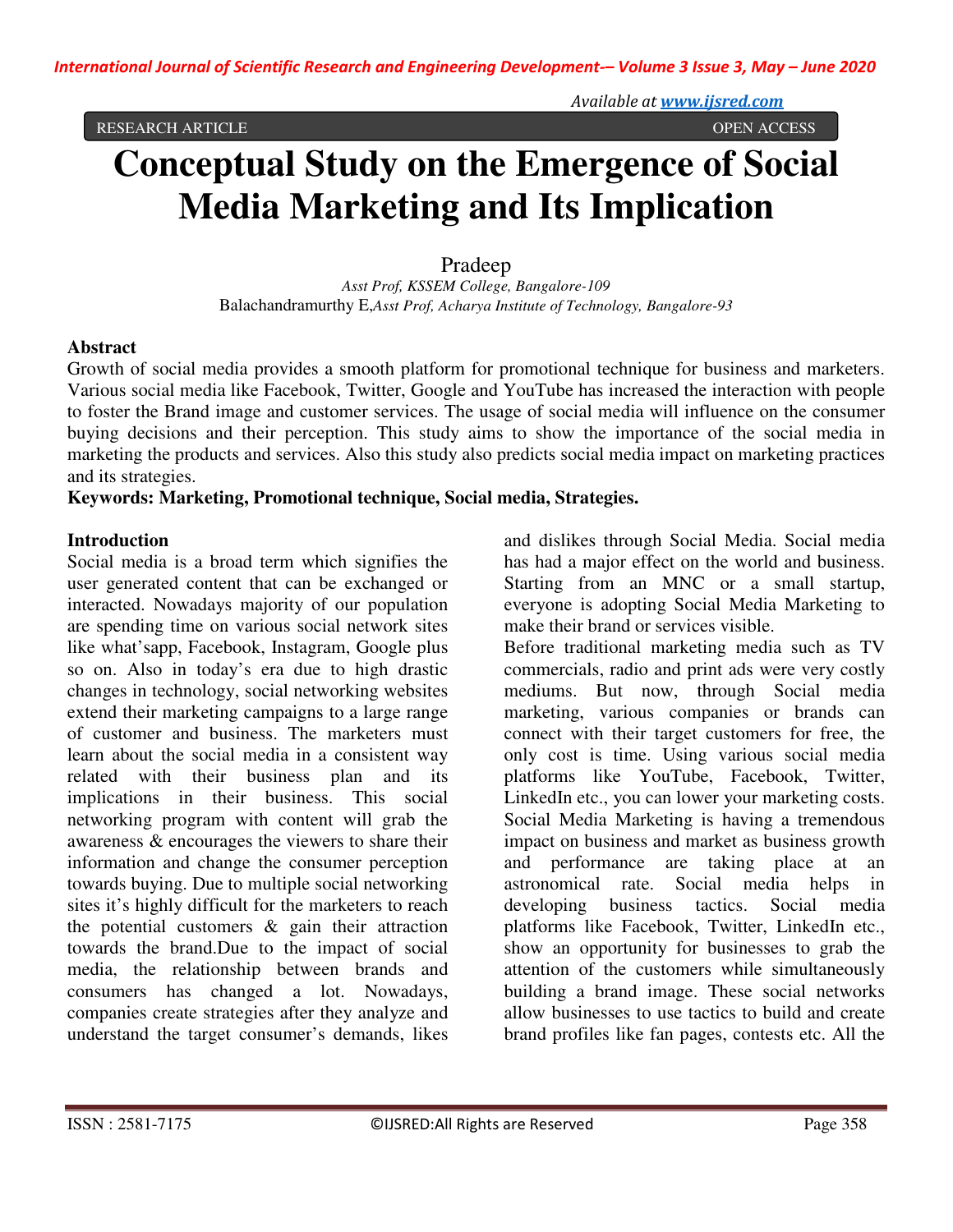RESEARCH ARTICLE OPEN ACCESS

# Conceptual Study on the Emergence of Social Media Marketing and Its Implication

Pradeep

*Asst Prof, KSSEM College, Bangalore-109*

Balachandramurthy E,*Asst Prof, Acharya Institute of Technology, Bangalore-93*

## Abstract

Growth of social media provides a smooth platform for promotional technique for business and marketers. Various social media like Facebook, Twitter, Google and YouTube has increased the interaction with people to foster the Brand image and customer services. The usage of social media will influence on the consumer buying decisions and their perception. This study aims to show the importance of the social media in marketing the products and services. Also this study also predicts social media impact on marketing practices and its strategies.

**Keywords: Marketing, Promotional technique, Social media, Strategies.**

## Introduction

Social media is a broad term which signifies the user generated content that can be exchanged or interacted. Nowadays majority of our population are spending time on various social network sites like what'sapp, Facebook, Instagram, Google plus so on. Also in today's era due to high drastic changes in technology, social networking websites extend their marketing campaigns to a large range of customer and business. The marketers must learn about the social media in a consistent way related with their business plan and its implications in their business. This social networking program with content will grab the awareness & encourages the viewers to share their information and change the consumer perception towards buying. Due to multiple social networking sites it's highly difficult for the marketers to reach the potential customers & gain their attraction towards the brand.Due to the impact of social media, the relationship between brands and consumers has changed a lot. Nowadays, companies create strategies after they analyze and understand the target consumer's demands, likes and dislikes through Social Media. Social media has had a major effect on the world and business. Starting from an MNC or a small startup, everyone is adopting Social Media Marketing to make their brand or services visible.

Before traditional marketing media such as TV commercials, radio and print ads were very costly mediums. But now, through Social media marketing, various companies or brands can connect with their target customers for free, the only cost is time. Using various social media platforms like YouTube, Facebook, Twitter, LinkedIn etc., you can lower your marketing costs. Social Media Marketing is having a tremendous impact on business and market as business growth and performance are taking place at an astronomical rate. Social media helps in developing business tactics. Social media platforms like Facebook, Twitter, LinkedIn etc., show an opportunity for businesses to grab the attention of the customers while simultaneously building a brand image. These social networks allow businesses to use tactics to build and create brand profiles like fan pages, contests etc. All the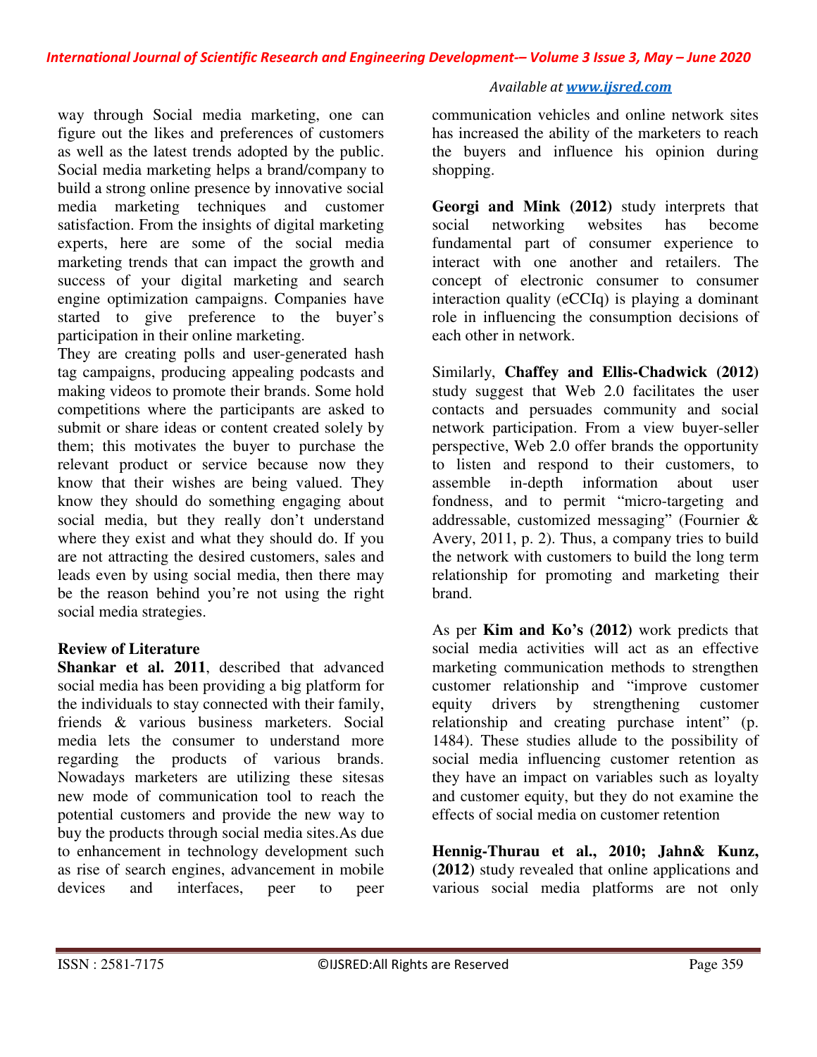way through Social media marketing, one can figure out the likes and preferences of customers as well as the latest trends adopted by the public. Social media marketing helps a brand/company to build a strong online presence by innovative social media marketing techniques and customer satisfaction. From the insights of digital marketing experts, here are some of the social media marketing trends that can impact the growth and success of your digital marketing and search engine optimization campaigns. Companies have started to give preference to the buyer's participation in their online marketing.

They are creating polls and user-generated hash tag campaigns, producing appealing podcasts and making videos to promote their brands. Some hold competitions where the participants are asked to submit or share ideas or content created solely by them; this motivates the buyer to purchase the relevant product or service because now they know that their wishes are being valued. They know they should do something engaging about social media, but they really don't understand where they exist and what they should do. If you are not attracting the desired customers, sales and leads even by using social media, then there may be the reason behind you're not using the right social media strategies.

### Review of Literature

**Shankar et al. 2011**, described that advanced social media has been providing a big platform for the individuals to stay connected with their family, friends & various business marketers. Social media lets the consumer to understand more regarding the products of various brands. Nowadays marketers are utilizing these sitesas new mode of communication tool to reach the potential customers and provide the new way to buy the products through social media sites.As due to enhancement in technology development such as rise of search engines, advancement in mobile devices and interfaces, peer to peer communication vehicles and online network sites has increased the ability of the marketers to reach the buyers and influence his opinion during shopping.

**Georgi and Mink (2012)** study interprets that social networking websites has become fundamental part of consumer experience to interact with one another and retailers. The concept of electronic consumer to consumer interaction quality (eCCIq) is playing a dominant role in influencing the consumption decisions of each other in network.

Similarly, **Chaffey and Ellis-Chadwick (2012)** study suggest that Web 2.0 facilitates the user contacts and persuades community and social network participation. From a view buyer-seller perspective, Web 2.0 offer brands the opportunity to listen and respond to their customers, to assemble in-depth information about user fondness, and to permit "micro-targeting and addressable, customized messaging" (Fournier & Avery, 2011, p. 2). Thus, a company tries to build the network with customers to build the long term relationship for promoting and marketing their brand.

As per **Kim and Ko's (2012)** work predicts that social media activities will act as an effective marketing communication methods to strengthen customer relationship and "improve customer equity drivers by strengthening customer relationship and creating purchase intent" (p. 1484). These studies allude to the possibility of social media influencing customer retention as they have an impact on variables such as loyalty and customer equity, but they do not examine the effects of social media on customer retention

**Hennig-Thurau et al., 2010; Jahn& Kunz, (2012)** study revealed that online applications and various social media platforms are not only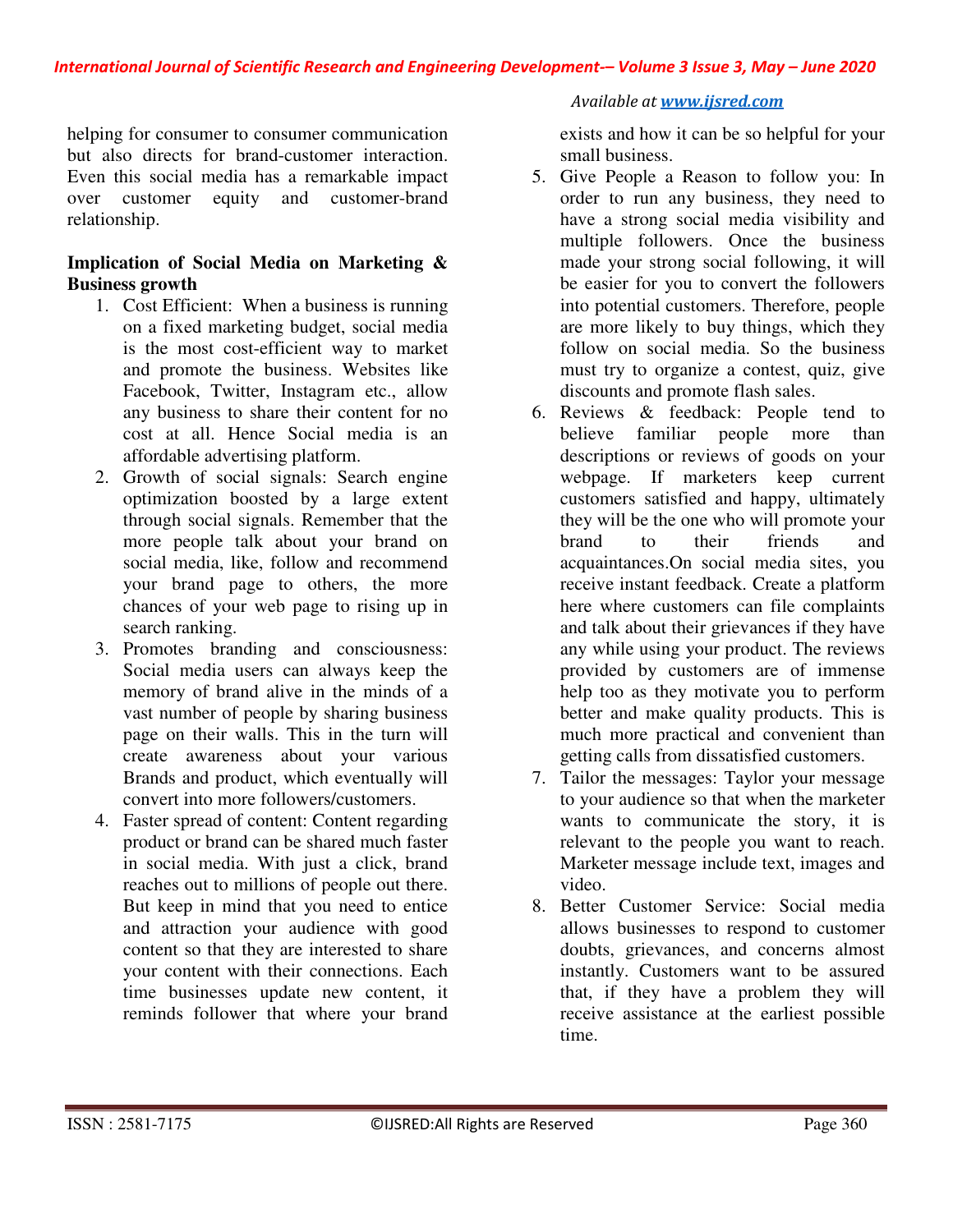helping for consumer to consumer communication but also directs for brand-customer interaction. Even this social media has a remarkable impact over customer equity and customer-brand relationship.

**Implication of Social Media on Marketing & Business growth**

1. Cost Efficient: When a business is running on a fixed marketing budget, social media is the most cost-efficient way to market and promote the business. Websites like Facebook, Twitter, Instagram etc., allow any business to share their content for no cost at all. Hence Social media is an affordable advertising platform.
2. Growth of social signals: Search engine optimization boosted by a large extent through social signals. Remember that the more people talk about your brand on social media, like, follow and recommend your brand page to others, the more chances of your web page to rising up in search ranking.
3. Promotes branding and consciousness: Social media users can always keep the memory of brand alive in the minds of a vast number of people by sharing business page on their walls. This in the turn will create awareness about your various Brands and product, which eventually will convert into more followers/customers.
4. Faster spread of content: Content regarding product or brand can be shared much faster in social media. With just a click, brand reaches out to millions of people out there. But keep in mind that you need to entice and attraction your audience with good content so that they are interested to share your content with their connections. Each time businesses update new content, it reminds follower that where your brand exists and how it can be so helpful for your small business.
5. Give People a Reason to follow you: In order to run any business, they need to have a strong social media visibility and multiple followers. Once the business made your strong social following, it will be easier for you to convert the followers into potential customers. Therefore, people are more likely to buy things, which they follow on social media. So the business must try to organize a contest, quiz, give discounts and promote flash sales.
6. Reviews & feedback: People tend to believe familiar people more than descriptions or reviews of goods on your webpage. If marketers keep current customers satisfied and happy, ultimately they will be the one who will promote your brand to their friends and acquaintances.On social media sites, you receive instant feedback. Create a platform here where customers can file complaints and talk about their grievances if they have any while using your product. The reviews provided by customers are of immense help too as they motivate you to perform better and make quality products. This is much more practical and convenient than getting calls from dissatisfied customers.
7. Tailor the messages: Taylor your message to your audience so that when the marketer wants to communicate the story, it is relevant to the people you want to reach. Marketer message include text, images and video.
8. Better Customer Service: Social media allows businesses to respond to customer doubts, grievances, and concerns almost instantly. Customers want to be assured that, if they have a problem they will receive assistance at the earliest possible time.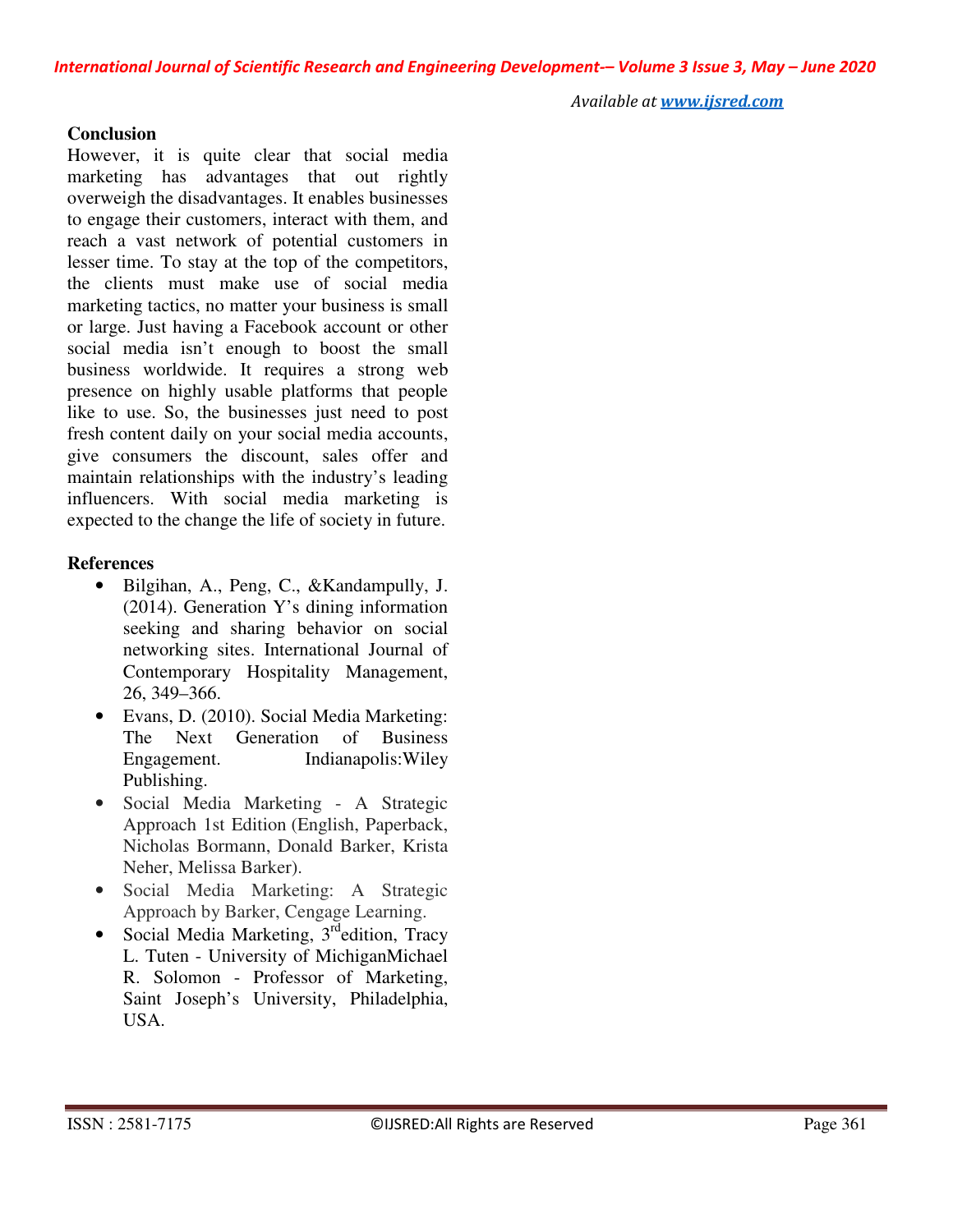## Conclusion

However, it is quite clear that social media marketing has advantages that out rightly overweigh the disadvantages. It enables businesses to engage their customers, interact with them, and reach a vast network of potential customers in lesser time. To stay at the top of the competitors, the clients must make use of social media marketing tactics, no matter your business is small or large. Just having a Facebook account or other social media isn't enough to boost the small business worldwide. It requires a strong web presence on highly usable platforms that people like to use. So, the businesses just need to post fresh content daily on your social media accounts, give consumers the discount, sales offer and maintain relationships with the industry's leading influencers. With social media marketing is expected to the change the life of society in future.

## References

- Bilgihan, A., Peng, C., &Kandampully, J. (2014). Generation Y's dining information seeking and sharing behavior on social networking sites. International Journal of Contemporary Hospitality Management, 26, 349–366.
- Evans, D. (2010). Social Media Marketing: The Next Generation of Business Engagement. Indianapolis:Wiley Publishing.
- Social Media Marketing - A Strategic Approach 1st Edition (English, Paperback, Nicholas Bormann, Donald Barker, Krista Neher, Melissa Barker).
- Social Media Marketing: A Strategic Approach by Barker, Cengage Learning.
- Social Media Marketing, 3rd edition, Tracy L. Tuten - University of MichiganMichael R. Solomon - Professor of Marketing, Saint Joseph's University, Philadelphia, USA.